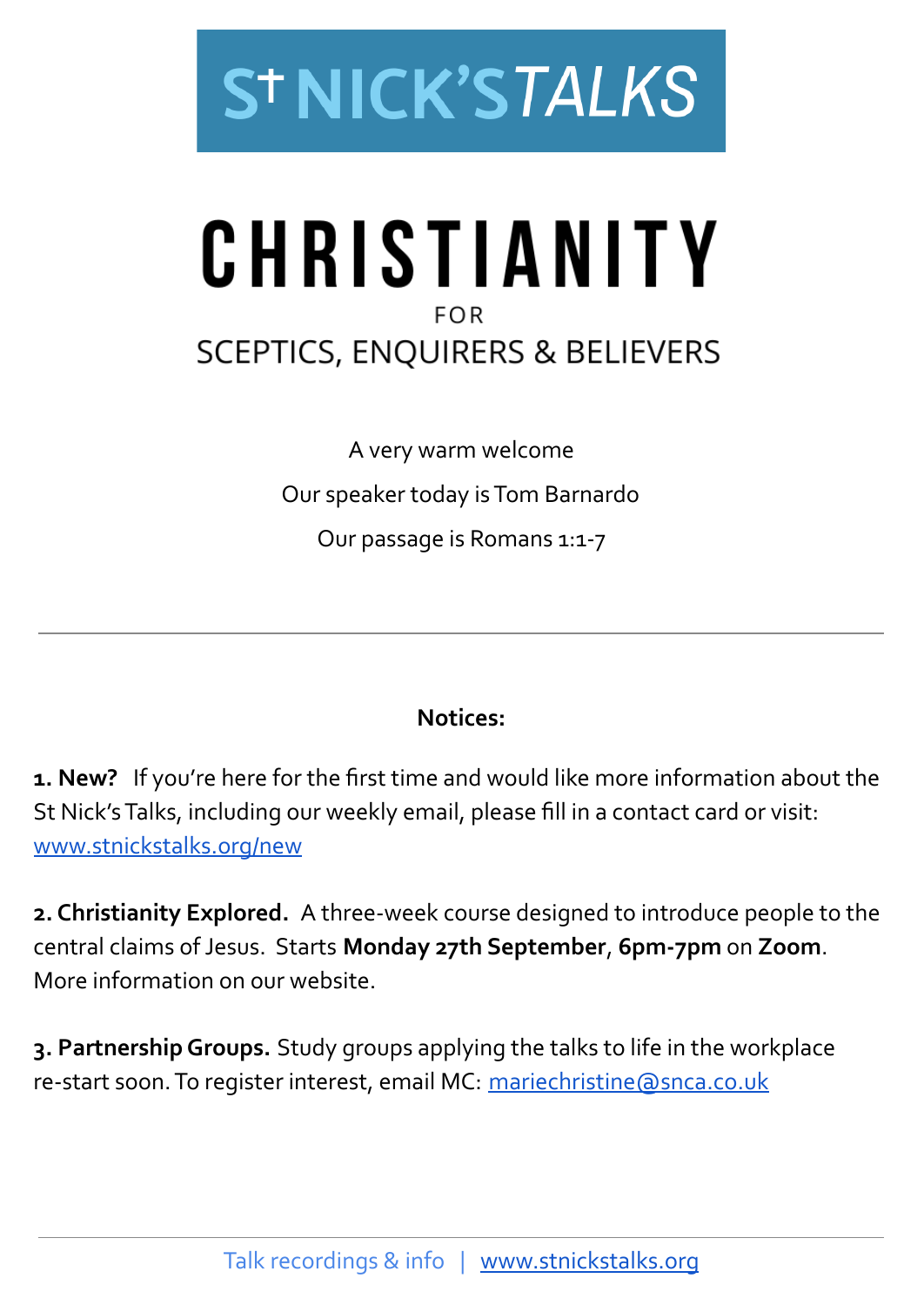# St NICK'S TALKS

# CHRISTIANITY

FOR

## SCEPTICS, ENQUIRERS & BELIEVERS

A very warm welcome

Our speaker today is Tom Barnardo

Our passage is Romans 1:1-7

---

**Notices:**

**1. New?** If you're here for the first time and would like more information about the St Nick's Talks, including our weekly email, please fill in a contact card or visit: www.stnickstalks.org/new

**2. Christianity Explored.** A three-week course designed to introduce people to the central claims of Jesus. Starts **Monday 27th September**, **6pm-7pm** on **Zoom**. More information on our website.

**3. Partnership Groups.** Study groups applying the talks to life in the workplace re-start soon. To register interest, email MC: mariechristine@snca.co.uk

---

Talk recordings & info | www.stnickstalks.org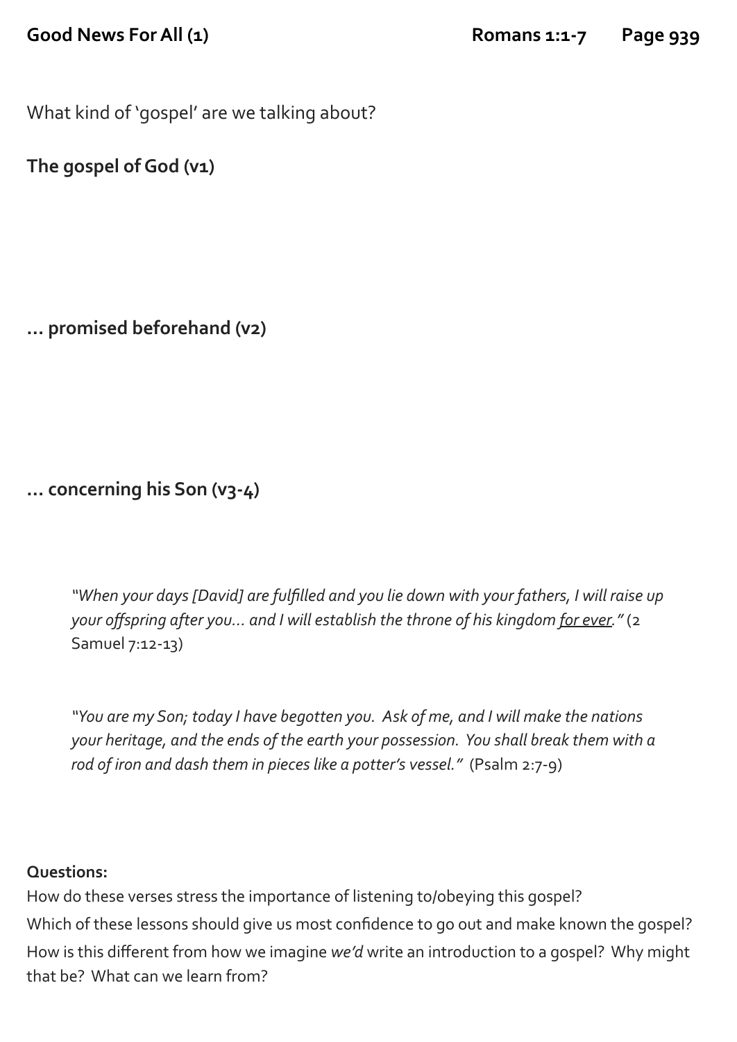# Good News For All (1)

**Romans 1:1-7 Page 939**

What kind of 'gospel' are we talking about?

**The gospel of God (v1)**

**… promised beforehand (v2)**

**… concerning his Son (v3-4)**

> *"When your days [David] are fulfilled and you lie down with your fathers, I will raise up your offspring after you… and I will establish the throne of his kingdom <u>for ever</u>."* (2 Samuel 7:12-13)

> *"You are my Son; today I have begotten you. Ask of me, and I will make the nations your heritage, and the ends of the earth your possession. You shall break them with a rod of iron and dash them in pieces like a potter's vessel."* (Psalm 2:7-9)

**Questions:**

How do these verses stress the importance of listening to/obeying this gospel?

Which of these lessons should give us most confidence to go out and make known the gospel?

How is this different from how we imagine *we'd* write an introduction to a gospel? Why might that be? What can we learn from?